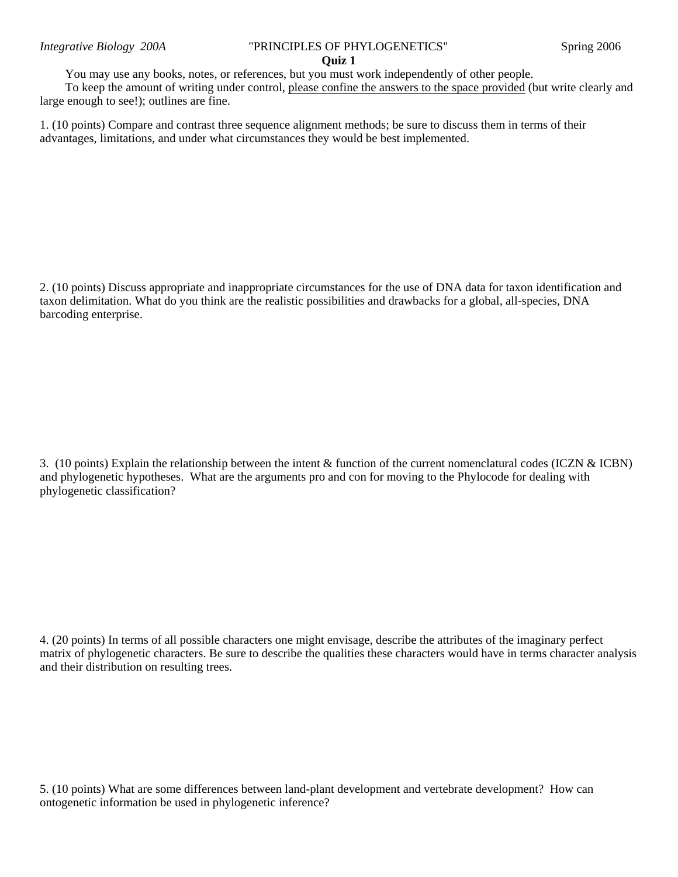*Integrative Biology 200A* "PRINCIPLES OF PHYLOGENETICS" Spring 2006

**Quiz 1**

You may use any books, notes, or references, but you must work independently of other people.

To keep the amount of writing under control, <u>please confine the answers to the space provided</u> (but write clearly and large enough to see!); outlines are fine.

1. (10 points) Compare and contrast three sequence alignment methods; be sure to discuss them in terms of their advantages, limitations, and under what circumstances they would be best implemented.

2. (10 points) Discuss appropriate and inappropriate circumstances for the use of DNA data for taxon identification and taxon delimitation. What do you think are the realistic possibilities and drawbacks for a global, all-species, DNA barcoding enterprise.

3. (10 points) Explain the relationship between the intent & function of the current nomenclatural codes (ICZN & ICBN) and phylogenetic hypotheses. What are the arguments pro and con for moving to the Phylocode for dealing with phylogenetic classification?

4. (20 points) In terms of all possible characters one might envisage, describe the attributes of the imaginary perfect matrix of phylogenetic characters. Be sure to describe the qualities these characters would have in terms character analysis and their distribution on resulting trees.

5. (10 points) What are some differences between land-plant development and vertebrate development? How can ontogenetic information be used in phylogenetic inference?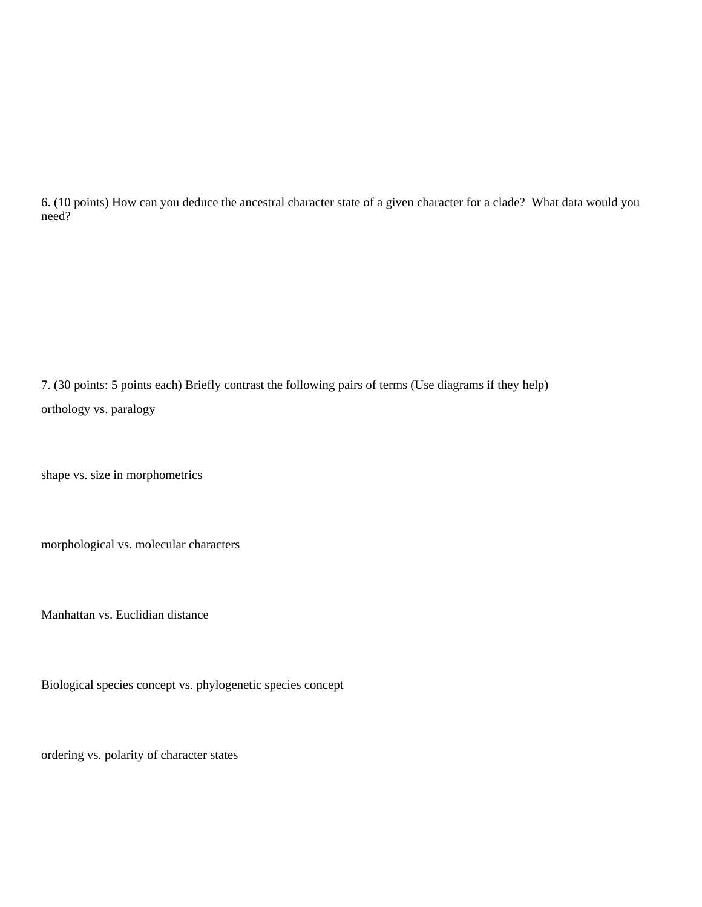6. (10 points) How can you deduce the ancestral character state of a given character for a clade? What data would you need?

7. (30 points: 5 points each) Briefly contrast the following pairs of terms (Use diagrams if they help)

orthology vs. paralogy

shape vs. size in morphometrics

morphological vs. molecular characters

Manhattan vs. Euclidian distance

Biological species concept vs. phylogenetic species concept

ordering vs. polarity of character states